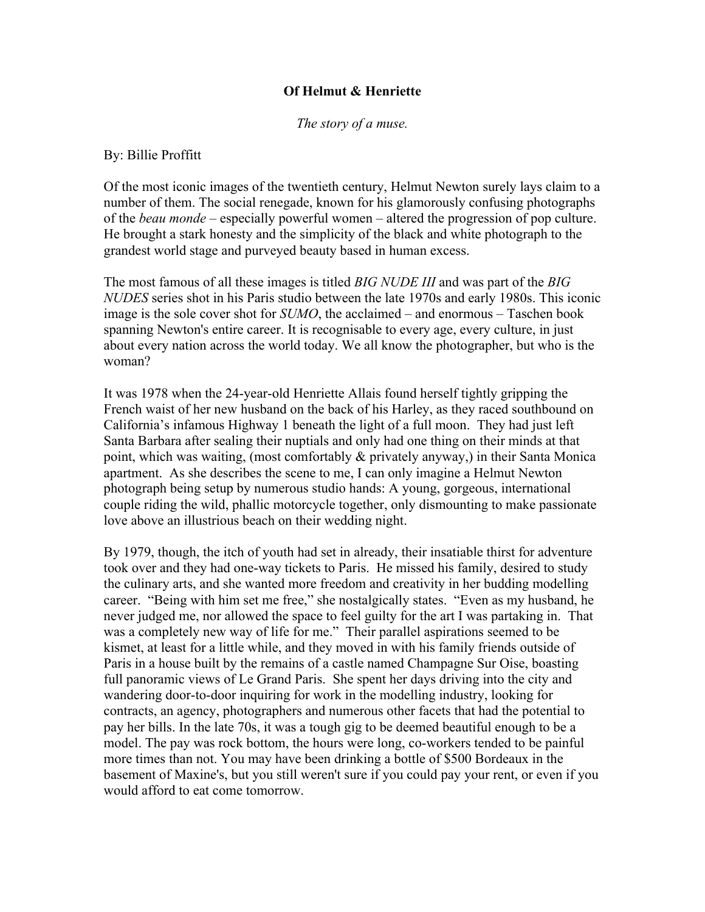**Of Helmut & Henriette**

*The story of a muse.*

By: Billie Proffitt

Of the most iconic images of the twentieth century, Helmut Newton surely lays claim to a number of them. The social renegade, known for his glamorously confusing photographs of the *beau monde* – especially powerful women – altered the progression of pop culture. He brought a stark honesty and the simplicity of the black and white photograph to the grandest world stage and purveyed beauty based in human excess.

The most famous of all these images is titled *BIG NUDE III* and was part of the *BIG NUDES* series shot in his Paris studio between the late 1970s and early 1980s. This iconic image is the sole cover shot for *SUMO*, the acclaimed – and enormous – Taschen book spanning Newton's entire career. It is recognisable to every age, every culture, in just about every nation across the world today. We all know the photographer, but who is the woman?

It was 1978 when the 24-year-old Henriette Allais found herself tightly gripping the French waist of her new husband on the back of his Harley, as they raced southbound on California's infamous Highway 1 beneath the light of a full moon. They had just left Santa Barbara after sealing their nuptials and only had one thing on their minds at that point, which was waiting, (most comfortably & privately anyway,) in their Santa Monica apartment. As she describes the scene to me, I can only imagine a Helmut Newton photograph being setup by numerous studio hands: A young, gorgeous, international couple riding the wild, phallic motorcycle together, only dismounting to make passionate love above an illustrious beach on their wedding night.

By 1979, though, the itch of youth had set in already, their insatiable thirst for adventure took over and they had one-way tickets to Paris. He missed his family, desired to study the culinary arts, and she wanted more freedom and creativity in her budding modelling career. "Being with him set me free," she nostalgically states. "Even as my husband, he never judged me, nor allowed the space to feel guilty for the art I was partaking in. That was a completely new way of life for me." Their parallel aspirations seemed to be kismet, at least for a little while, and they moved in with his family friends outside of Paris in a house built by the remains of a castle named Champagne Sur Oise, boasting full panoramic views of Le Grand Paris. She spent her days driving into the city and wandering door-to-door inquiring for work in the modelling industry, looking for contracts, an agency, photographers and numerous other facets that had the potential to pay her bills. In the late 70s, it was a tough gig to be deemed beautiful enough to be a model. The pay was rock bottom, the hours were long, co-workers tended to be painful more times than not. You may have been drinking a bottle of $500 Bordeaux in the basement of Maxine's, but you still weren't sure if you could pay your rent, or even if you would afford to eat come tomorrow.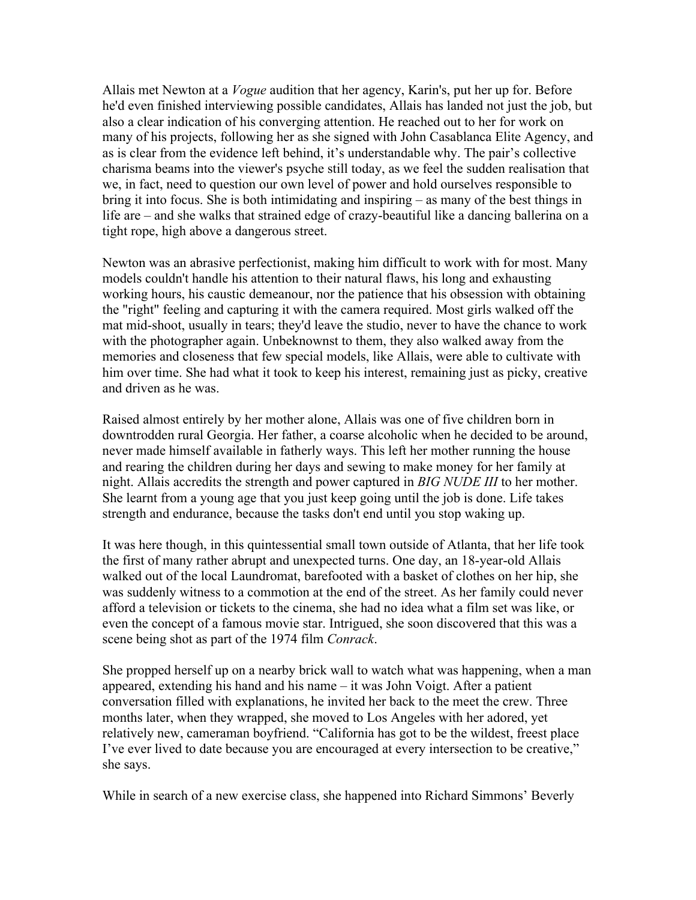Allais met Newton at a *Vogue* audition that her agency, Karin's, put her up for. Before he'd even finished interviewing possible candidates, Allais has landed not just the job, but also a clear indication of his converging attention. He reached out to her for work on many of his projects, following her as she signed with John Casablanca Elite Agency, and as is clear from the evidence left behind, it's understandable why. The pair's collective charisma beams into the viewer's psyche still today, as we feel the sudden realisation that we, in fact, need to question our own level of power and hold ourselves responsible to bring it into focus. She is both intimidating and inspiring – as many of the best things in life are – and she walks that strained edge of crazy-beautiful like a dancing ballerina on a tight rope, high above a dangerous street.

Newton was an abrasive perfectionist, making him difficult to work with for most. Many models couldn't handle his attention to their natural flaws, his long and exhausting working hours, his caustic demeanour, nor the patience that his obsession with obtaining the "right" feeling and capturing it with the camera required. Most girls walked off the mat mid-shoot, usually in tears; they'd leave the studio, never to have the chance to work with the photographer again. Unbeknownst to them, they also walked away from the memories and closeness that few special models, like Allais, were able to cultivate with him over time. She had what it took to keep his interest, remaining just as picky, creative and driven as he was.

Raised almost entirely by her mother alone, Allais was one of five children born in downtrodden rural Georgia. Her father, a coarse alcoholic when he decided to be around, never made himself available in fatherly ways. This left her mother running the house and rearing the children during her days and sewing to make money for her family at night. Allais accredits the strength and power captured in *BIG NUDE III* to her mother. She learnt from a young age that you just keep going until the job is done. Life takes strength and endurance, because the tasks don't end until you stop waking up.

It was here though, in this quintessential small town outside of Atlanta, that her life took the first of many rather abrupt and unexpected turns. One day, an 18-year-old Allais walked out of the local Laundromat, barefooted with a basket of clothes on her hip, she was suddenly witness to a commotion at the end of the street. As her family could never afford a television or tickets to the cinema, she had no idea what a film set was like, or even the concept of a famous movie star. Intrigued, she soon discovered that this was a scene being shot as part of the 1974 film *Conrack*.

She propped herself up on a nearby brick wall to watch what was happening, when a man appeared, extending his hand and his name – it was John Voigt. After a patient conversation filled with explanations, he invited her back to the meet the crew. Three months later, when they wrapped, she moved to Los Angeles with her adored, yet relatively new, cameraman boyfriend. "California has got to be the wildest, freest place I've ever lived to date because you are encouraged at every intersection to be creative," she says.

While in search of a new exercise class, she happened into Richard Simmons' Beverly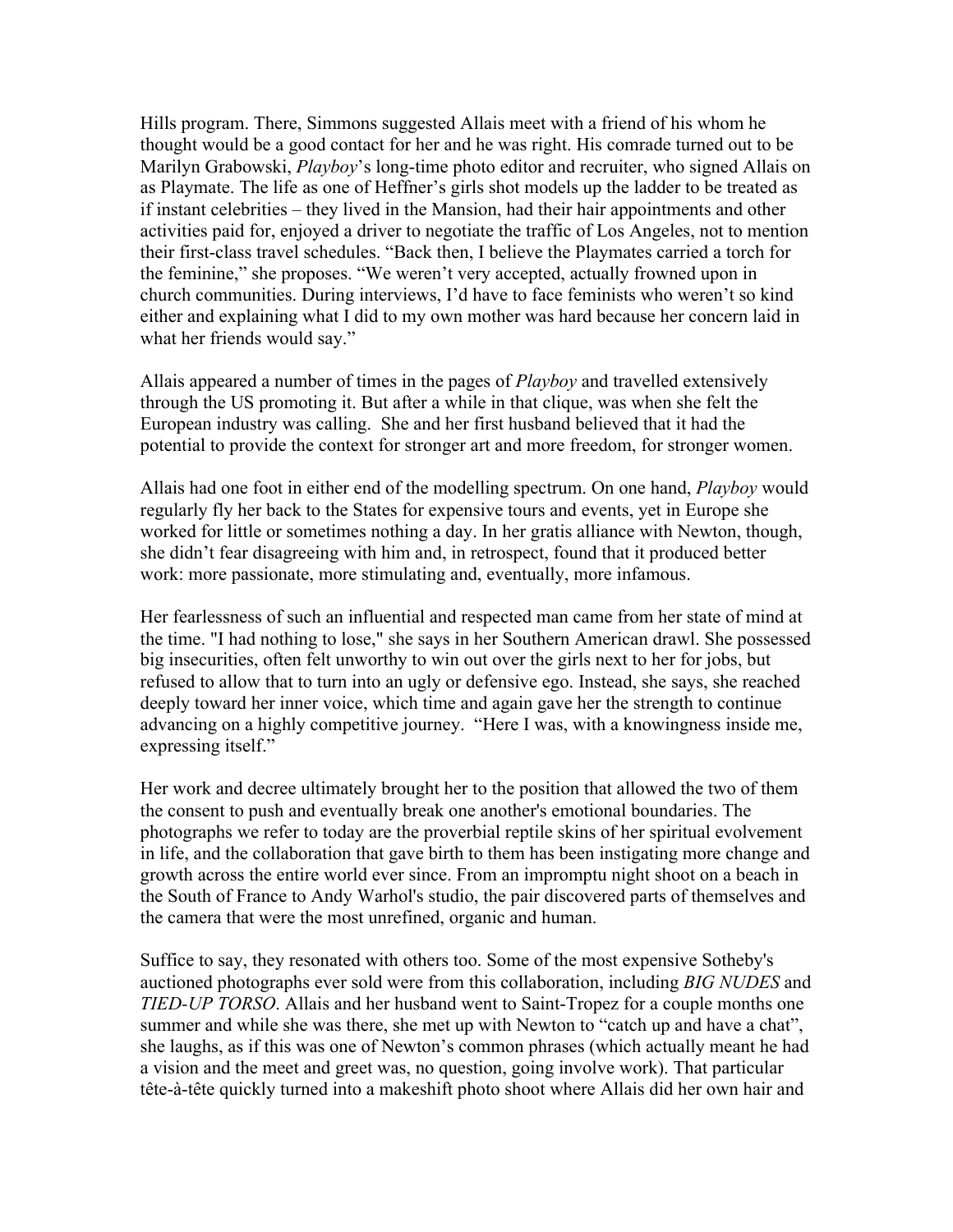Hills program. There, Simmons suggested Allais meet with a friend of his whom he thought would be a good contact for her and he was right. His comrade turned out to be Marilyn Grabowski, *Playboy*'s long-time photo editor and recruiter, who signed Allais on as Playmate. The life as one of Heffner's girls shot models up the ladder to be treated as if instant celebrities – they lived in the Mansion, had their hair appointments and other activities paid for, enjoyed a driver to negotiate the traffic of Los Angeles, not to mention their first-class travel schedules. "Back then, I believe the Playmates carried a torch for the feminine," she proposes. "We weren't very accepted, actually frowned upon in church communities. During interviews, I'd have to face feminists who weren't so kind either and explaining what I did to my own mother was hard because her concern laid in what her friends would say."

Allais appeared a number of times in the pages of *Playboy* and travelled extensively through the US promoting it. But after a while in that clique, was when she felt the European industry was calling. She and her first husband believed that it had the potential to provide the context for stronger art and more freedom, for stronger women.

Allais had one foot in either end of the modelling spectrum. On one hand, *Playboy* would regularly fly her back to the States for expensive tours and events, yet in Europe she worked for little or sometimes nothing a day. In her gratis alliance with Newton, though, she didn't fear disagreeing with him and, in retrospect, found that it produced better work: more passionate, more stimulating and, eventually, more infamous.

Her fearlessness of such an influential and respected man came from her state of mind at the time. "I had nothing to lose," she says in her Southern American drawl. She possessed big insecurities, often felt unworthy to win out over the girls next to her for jobs, but refused to allow that to turn into an ugly or defensive ego. Instead, she says, she reached deeply toward her inner voice, which time and again gave her the strength to continue advancing on a highly competitive journey. "Here I was, with a knowingness inside me, expressing itself."

Her work and decree ultimately brought her to the position that allowed the two of them the consent to push and eventually break one another's emotional boundaries. The photographs we refer to today are the proverbial reptile skins of her spiritual evolvement in life, and the collaboration that gave birth to them has been instigating more change and growth across the entire world ever since. From an impromptu night shoot on a beach in the South of France to Andy Warhol's studio, the pair discovered parts of themselves and the camera that were the most unrefined, organic and human.

Suffice to say, they resonated with others too. Some of the most expensive Sotheby's auctioned photographs ever sold were from this collaboration, including *BIG NUDES* and *TIED-UP TORSO*. Allais and her husband went to Saint-Tropez for a couple months one summer and while she was there, she met up with Newton to "catch up and have a chat", she laughs, as if this was one of Newton's common phrases (which actually meant he had a vision and the meet and greet was, no question, going involve work). That particular tête-à-tête quickly turned into a makeshift photo shoot where Allais did her own hair and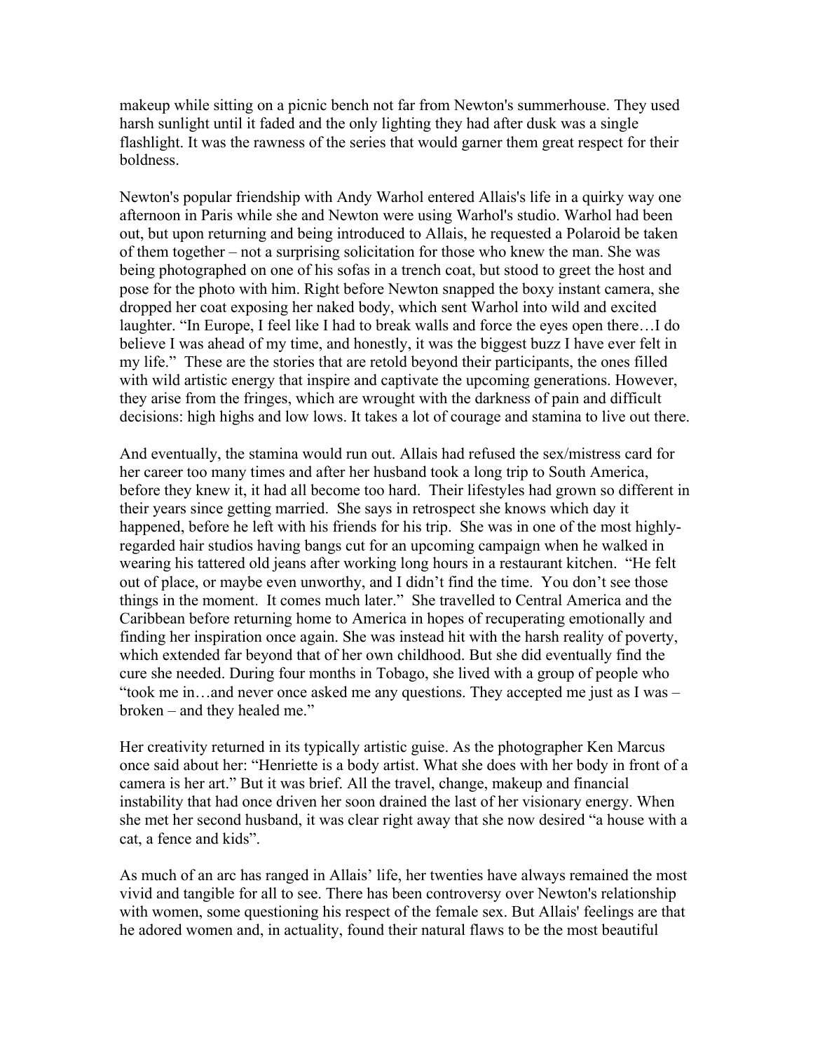makeup while sitting on a picnic bench not far from Newton's summerhouse. They used harsh sunlight until it faded and the only lighting they had after dusk was a single flashlight. It was the rawness of the series that would garner them great respect for their boldness.

Newton's popular friendship with Andy Warhol entered Allais's life in a quirky way one afternoon in Paris while she and Newton were using Warhol's studio. Warhol had been out, but upon returning and being introduced to Allais, he requested a Polaroid be taken of them together – not a surprising solicitation for those who knew the man. She was being photographed on one of his sofas in a trench coat, but stood to greet the host and pose for the photo with him. Right before Newton snapped the boxy instant camera, she dropped her coat exposing her naked body, which sent Warhol into wild and excited laughter. "In Europe, I feel like I had to break walls and force the eyes open there…I do believe I was ahead of my time, and honestly, it was the biggest buzz I have ever felt in my life." These are the stories that are retold beyond their participants, the ones filled with wild artistic energy that inspire and captivate the upcoming generations. However, they arise from the fringes, which are wrought with the darkness of pain and difficult decisions: high highs and low lows. It takes a lot of courage and stamina to live out there.

And eventually, the stamina would run out. Allais had refused the sex/mistress card for her career too many times and after her husband took a long trip to South America, before they knew it, it had all become too hard. Their lifestyles had grown so different in their years since getting married. She says in retrospect she knows which day it happened, before he left with his friends for his trip. She was in one of the most highly-regarded hair studios having bangs cut for an upcoming campaign when he walked in wearing his tattered old jeans after working long hours in a restaurant kitchen. "He felt out of place, or maybe even unworthy, and I didn't find the time. You don't see those things in the moment. It comes much later." She travelled to Central America and the Caribbean before returning home to America in hopes of recuperating emotionally and finding her inspiration once again. She was instead hit with the harsh reality of poverty, which extended far beyond that of her own childhood. But she did eventually find the cure she needed. During four months in Tobago, she lived with a group of people who "took me in…and never once asked me any questions. They accepted me just as I was – broken – and they healed me."

Her creativity returned in its typically artistic guise. As the photographer Ken Marcus once said about her: "Henriette is a body artist. What she does with her body in front of a camera is her art." But it was brief. All the travel, change, makeup and financial instability that had once driven her soon drained the last of her visionary energy. When she met her second husband, it was clear right away that she now desired "a house with a cat, a fence and kids".

As much of an arc has ranged in Allais' life, her twenties have always remained the most vivid and tangible for all to see. There has been controversy over Newton's relationship with women, some questioning his respect of the female sex. But Allais' feelings are that he adored women and, in actuality, found their natural flaws to be the most beautiful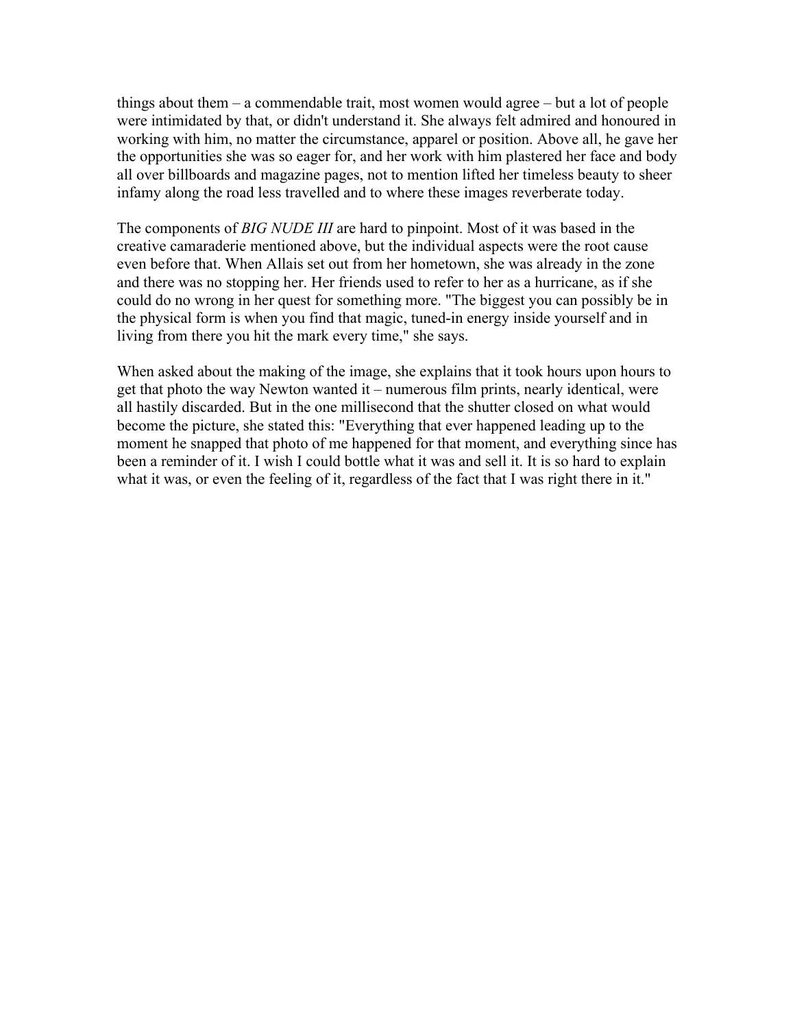things about them – a commendable trait, most women would agree – but a lot of people were intimidated by that, or didn't understand it. She always felt admired and honoured in working with him, no matter the circumstance, apparel or position. Above all, he gave her the opportunities she was so eager for, and her work with him plastered her face and body all over billboards and magazine pages, not to mention lifted her timeless beauty to sheer infamy along the road less travelled and to where these images reverberate today.

The components of *BIG NUDE III* are hard to pinpoint. Most of it was based in the creative camaraderie mentioned above, but the individual aspects were the root cause even before that. When Allais set out from her hometown, she was already in the zone and there was no stopping her. Her friends used to refer to her as a hurricane, as if she could do no wrong in her quest for something more. "The biggest you can possibly be in the physical form is when you find that magic, tuned-in energy inside yourself and in living from there you hit the mark every time," she says.

When asked about the making of the image, she explains that it took hours upon hours to get that photo the way Newton wanted it – numerous film prints, nearly identical, were all hastily discarded. But in the one millisecond that the shutter closed on what would become the picture, she stated this: "Everything that ever happened leading up to the moment he snapped that photo of me happened for that moment, and everything since has been a reminder of it. I wish I could bottle what it was and sell it. It is so hard to explain what it was, or even the feeling of it, regardless of the fact that I was right there in it."